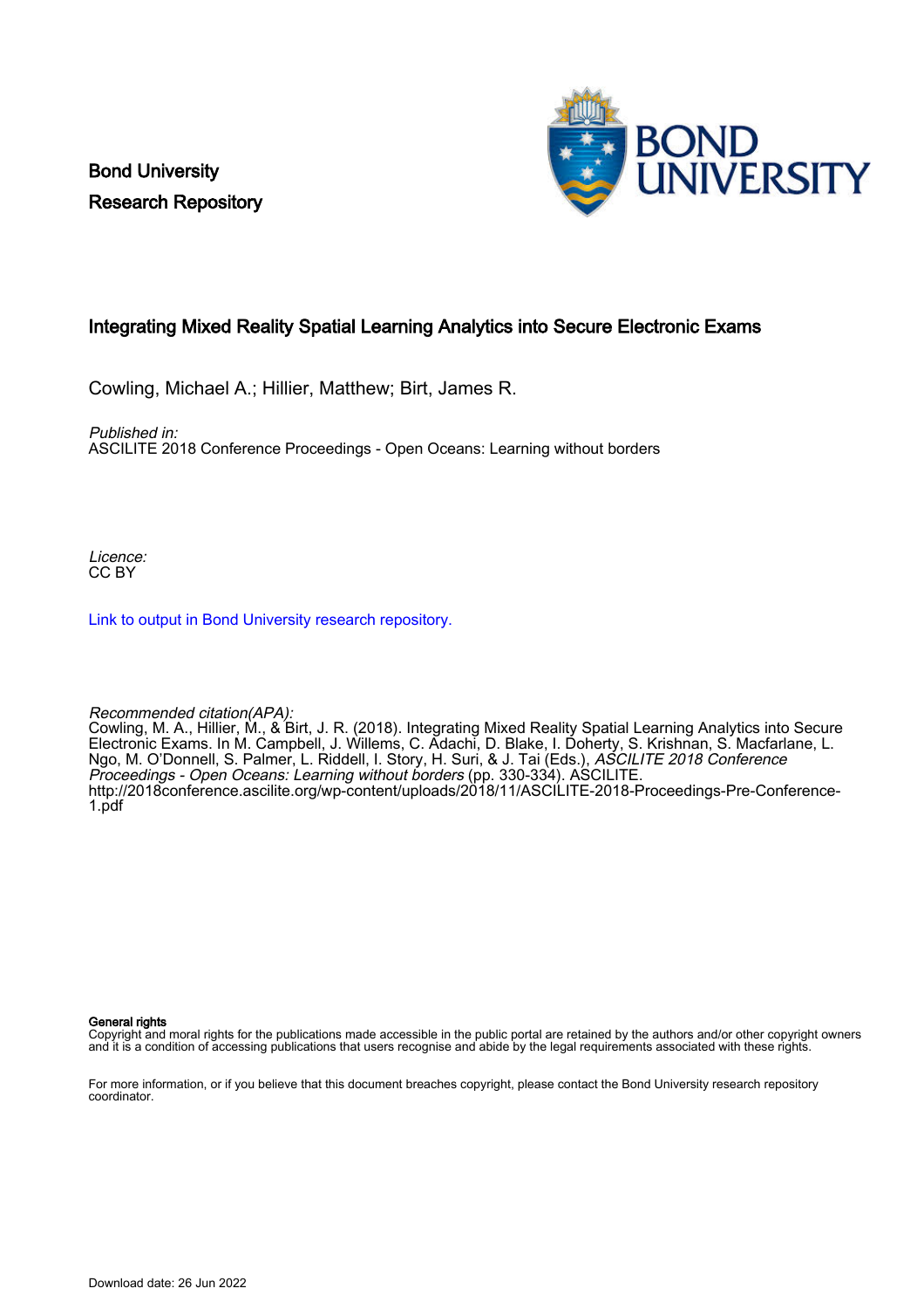Bond University
Research Repository

# Integrating Mixed Reality Spatial Learning Analytics into Secure Electronic Exams

Cowling, Michael A.; Hillier, Matthew; Birt, James R.

*Published in:*
ASCILITE 2018 Conference Proceedings - Open Oceans: Learning without borders

*Licence:*
CC BY

[Link to output in Bond University research repository.]

*Recommended citation(APA):*
Cowling, M. A., Hillier, M., & Birt, J. R. (2018). Integrating Mixed Reality Spatial Learning Analytics into Secure Electronic Exams. In M. Campbell, J. Willems, C. Adachi, D. Blake, I. Doherty, S. Krishnan, S. Macfarlane, L. Ngo, M. O'Donnell, S. Palmer, L. Riddell, I. Story, H. Suri, & J. Tai (Eds.), *ASCILITE 2018 Conference Proceedings - Open Oceans: Learning without borders* (pp. 330-334). ASCILITE. http://2018conference.ascilite.org/wp-content/uploads/2018/11/ASCILITE-2018-Proceedings-Pre-Conference-1.pdf

**General rights**
Copyright and moral rights for the publications made accessible in the public portal are retained by the authors and/or other copyright owners and it is a condition of accessing publications that users recognise and abide by the legal requirements associated with these rights.

For more information, or if you believe that this document breaches copyright, please contact the Bond University research repository coordinator.

Download date: 26 Jun 2022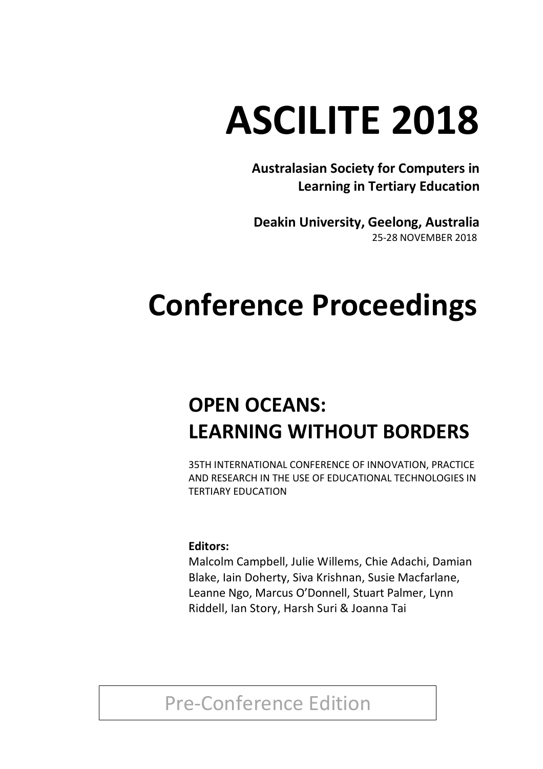# ASCILITE 2018

**Australasian Society for Computers in Learning in Tertiary Education**

**Deakin University, Geelong, Australia**

25-28 NOVEMBER 2018

# Conference Proceedings

## OPEN OCEANS: LEARNING WITHOUT BORDERS

35TH INTERNATIONAL CONFERENCE OF INNOVATION, PRACTICE AND RESEARCH IN THE USE OF EDUCATIONAL TECHNOLOGIES IN TERTIARY EDUCATION

**Editors:**

Malcolm Campbell, Julie Willems, Chie Adachi, Damian Blake, Iain Doherty, Siva Krishnan, Susie Macfarlane, Leanne Ngo, Marcus O'Donnell, Stuart Palmer, Lynn Riddell, Ian Story, Harsh Suri & Joanna Tai

Pre-Conference Edition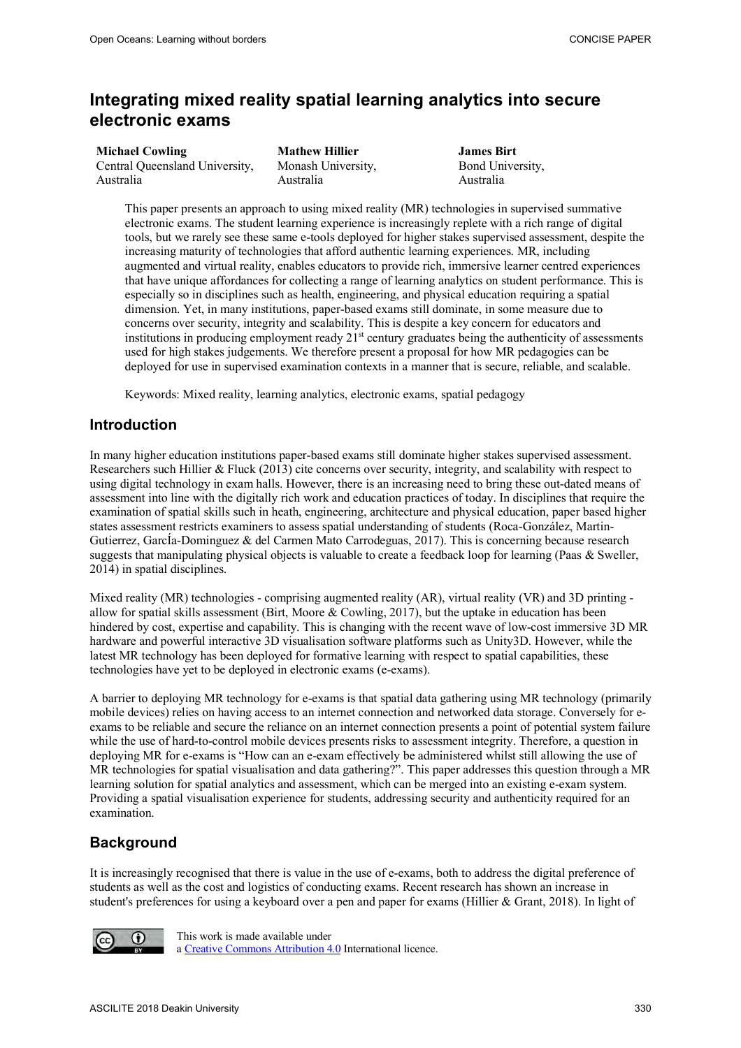# Integrating mixed reality spatial learning analytics into secure electronic exams

**Michael Cowling**
Central Queensland University, Australia

**Mathew Hillier**
Monash University, Australia

**James Birt**
Bond University, Australia

> This paper presents an approach to using mixed reality (MR) technologies in supervised summative electronic exams. The student learning experience is increasingly replete with a rich range of digital tools, but we rarely see these same e-tools deployed for higher stakes supervised assessment, despite the increasing maturity of technologies that afford authentic learning experiences. MR, including augmented and virtual reality, enables educators to provide rich, immersive learner centred experiences that have unique affordances for collecting a range of learning analytics on student performance. This is especially so in disciplines such as health, engineering, and physical education requiring a spatial dimension. Yet, in many institutions, paper-based exams still dominate, in some measure due to concerns over security, integrity and scalability. This is despite a key concern for educators and institutions in producing employment ready 21st century graduates being the authenticity of assessments used for high stakes judgements. We therefore present a proposal for how MR pedagogies can be deployed for use in supervised examination contexts in a manner that is secure, reliable, and scalable.
>
> Keywords: Mixed reality, learning analytics, electronic exams, spatial pedagogy

## Introduction

In many higher education institutions paper-based exams still dominate higher stakes supervised assessment. Researchers such Hillier & Fluck (2013) cite concerns over security, integrity, and scalability with respect to using digital technology in exam halls. However, there is an increasing need to bring these out-dated means of assessment into line with the digitally rich work and education practices of today. In disciplines that require the examination of spatial skills such in heath, engineering, architecture and physical education, paper based higher states assessment restricts examiners to assess spatial understanding of students (Roca-González, Martin-Gutierrez, GarcÍa-Dominguez & del Carmen Mato Carrodeguas, 2017). This is concerning because research suggests that manipulating physical objects is valuable to create a feedback loop for learning (Paas & Sweller, 2014) in spatial disciplines.

Mixed reality (MR) technologies - comprising augmented reality (AR), virtual reality (VR) and 3D printing - allow for spatial skills assessment (Birt, Moore & Cowling, 2017), but the uptake in education has been hindered by cost, expertise and capability. This is changing with the recent wave of low-cost immersive 3D MR hardware and powerful interactive 3D visualisation software platforms such as Unity3D. However, while the latest MR technology has been deployed for formative learning with respect to spatial capabilities, these technologies have yet to be deployed in electronic exams (e-exams).

A barrier to deploying MR technology for e-exams is that spatial data gathering using MR technology (primarily mobile devices) relies on having access to an internet connection and networked data storage. Conversely for e-exams to be reliable and secure the reliance on an internet connection presents a point of potential system failure while the use of hard-to-control mobile devices presents risks to assessment integrity. Therefore, a question in deploying MR for e-exams is "How can an e-exam effectively be administered whilst still allowing the use of MR technologies for spatial visualisation and data gathering?". This paper addresses this question through a MR learning solution for spatial analytics and assessment, which can be merged into an existing e-exam system. Providing a spatial visualisation experience for students, addressing security and authenticity required for an examination.

## Background

It is increasingly recognised that there is value in the use of e-exams, both to address the digital preference of students as well as the cost and logistics of conducting exams. Recent research has shown an increase in student's preferences for using a keyboard over a pen and paper for exams (Hillier & Grant, 2018). In light of

This work is made available under a Creative Commons Attribution 4.0 International licence.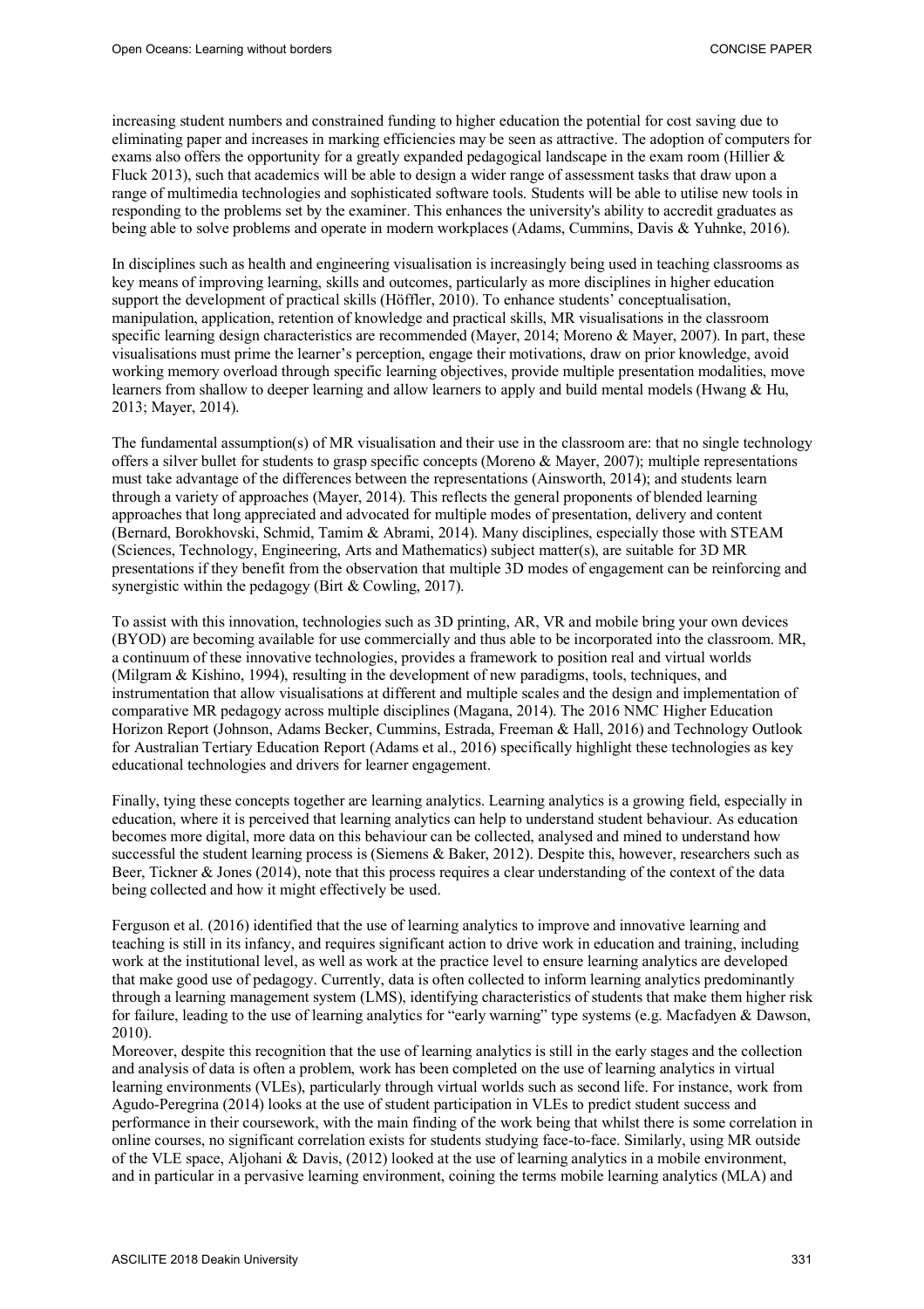increasing student numbers and constrained funding to higher education the potential for cost saving due to eliminating paper and increases in marking efficiencies may be seen as attractive. The adoption of computers for exams also offers the opportunity for a greatly expanded pedagogical landscape in the exam room (Hillier & Fluck 2013), such that academics will be able to design a wider range of assessment tasks that draw upon a range of multimedia technologies and sophisticated software tools. Students will be able to utilise new tools in responding to the problems set by the examiner. This enhances the university's ability to accredit graduates as being able to solve problems and operate in modern workplaces (Adams, Cummins, Davis & Yuhnke, 2016).

In disciplines such as health and engineering visualisation is increasingly being used in teaching classrooms as key means of improving learning, skills and outcomes, particularly as more disciplines in higher education support the development of practical skills (Höffler, 2010). To enhance students' conceptualisation, manipulation, application, retention of knowledge and practical skills, MR visualisations in the classroom specific learning design characteristics are recommended (Mayer, 2014; Moreno & Mayer, 2007). In part, these visualisations must prime the learner's perception, engage their motivations, draw on prior knowledge, avoid working memory overload through specific learning objectives, provide multiple presentation modalities, move learners from shallow to deeper learning and allow learners to apply and build mental models (Hwang & Hu, 2013; Mayer, 2014).

The fundamental assumption(s) of MR visualisation and their use in the classroom are: that no single technology offers a silver bullet for students to grasp specific concepts (Moreno & Mayer, 2007); multiple representations must take advantage of the differences between the representations (Ainsworth, 2014); and students learn through a variety of approaches (Mayer, 2014). This reflects the general proponents of blended learning approaches that long appreciated and advocated for multiple modes of presentation, delivery and content (Bernard, Borokhovski, Schmid, Tamim & Abrami, 2014). Many disciplines, especially those with STEAM (Sciences, Technology, Engineering, Arts and Mathematics) subject matter(s), are suitable for 3D MR presentations if they benefit from the observation that multiple 3D modes of engagement can be reinforcing and synergistic within the pedagogy (Birt & Cowling, 2017).

To assist with this innovation, technologies such as 3D printing, AR, VR and mobile bring your own devices (BYOD) are becoming available for use commercially and thus able to be incorporated into the classroom. MR, a continuum of these innovative technologies, provides a framework to position real and virtual worlds (Milgram & Kishino, 1994), resulting in the development of new paradigms, tools, techniques, and instrumentation that allow visualisations at different and multiple scales and the design and implementation of comparative MR pedagogy across multiple disciplines (Magana, 2014). The 2016 NMC Higher Education Horizon Report (Johnson, Adams Becker, Cummins, Estrada, Freeman & Hall, 2016) and Technology Outlook for Australian Tertiary Education Report (Adams et al., 2016) specifically highlight these technologies as key educational technologies and drivers for learner engagement.

Finally, tying these concepts together are learning analytics. Learning analytics is a growing field, especially in education, where it is perceived that learning analytics can help to understand student behaviour. As education becomes more digital, more data on this behaviour can be collected, analysed and mined to understand how successful the student learning process is (Siemens & Baker, 2012). Despite this, however, researchers such as Beer, Tickner & Jones (2014), note that this process requires a clear understanding of the context of the data being collected and how it might effectively be used.

Ferguson et al. (2016) identified that the use of learning analytics to improve and innovative learning and teaching is still in its infancy, and requires significant action to drive work in education and training, including work at the institutional level, as well as work at the practice level to ensure learning analytics are developed that make good use of pedagogy. Currently, data is often collected to inform learning analytics predominantly through a learning management system (LMS), identifying characteristics of students that make them higher risk for failure, leading to the use of learning analytics for "early warning" type systems (e.g. Macfadyen & Dawson, 2010).

Moreover, despite this recognition that the use of learning analytics is still in the early stages and the collection and analysis of data is often a problem, work has been completed on the use of learning analytics in virtual learning environments (VLEs), particularly through virtual worlds such as second life. For instance, work from Agudo-Peregrina (2014) looks at the use of student participation in VLEs to predict student success and performance in their coursework, with the main finding of the work being that whilst there is some correlation in online courses, no significant correlation exists for students studying face-to-face. Similarly, using MR outside of the VLE space, Aljohani & Davis, (2012) looked at the use of learning analytics in a mobile environment, and in particular in a pervasive learning environment, coining the terms mobile learning analytics (MLA) and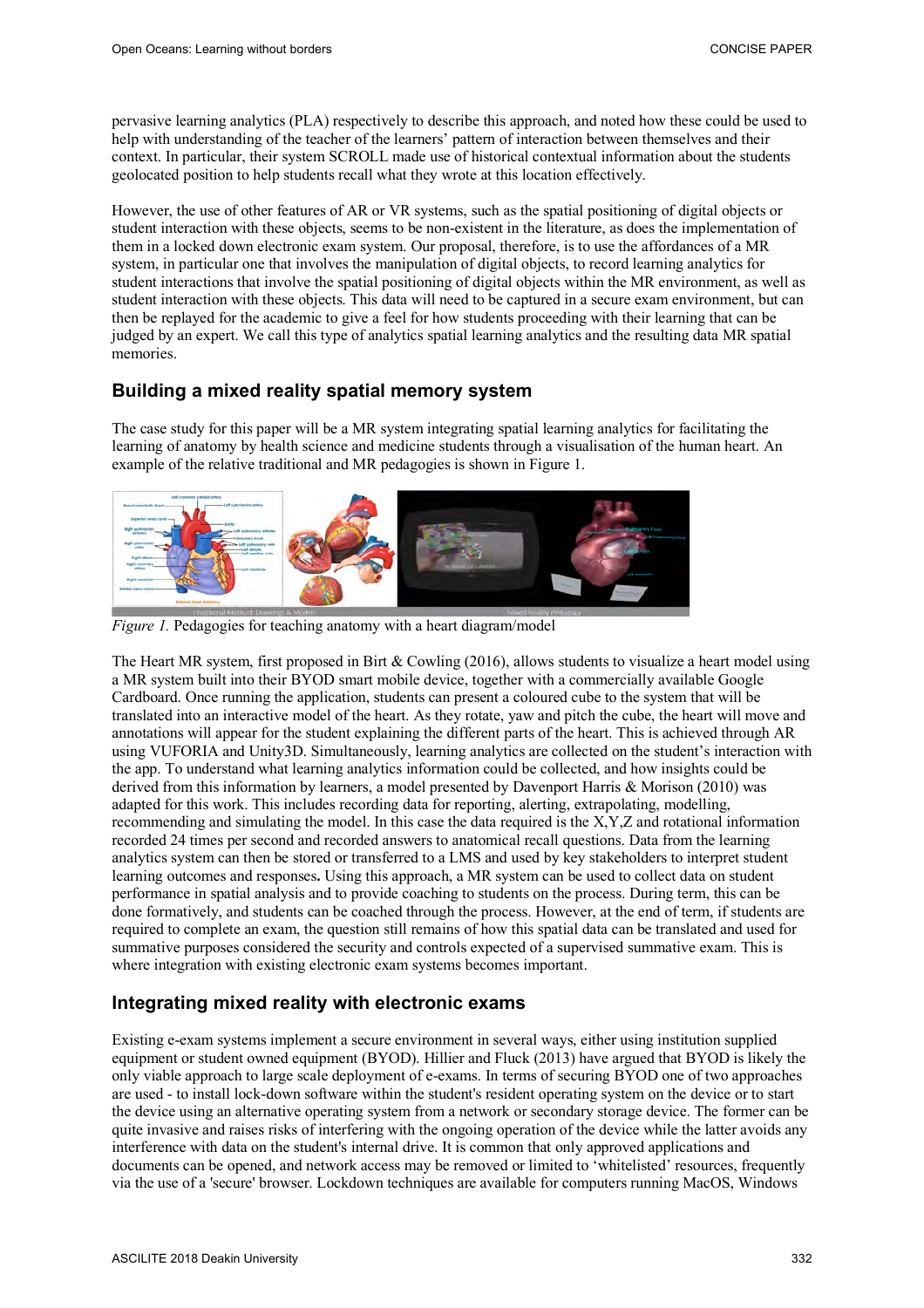pervasive learning analytics (PLA) respectively to describe this approach, and noted how these could be used to help with understanding of the teacher of the learners' pattern of interaction between themselves and their context. In particular, their system SCROLL made use of historical contextual information about the students geolocated position to help students recall what they wrote at this location effectively.

However, the use of other features of AR or VR systems, such as the spatial positioning of digital objects or student interaction with these objects, seems to be non-existent in the literature, as does the implementation of them in a locked down electronic exam system. Our proposal, therefore, is to use the affordances of a MR system, in particular one that involves the manipulation of digital objects, to record learning analytics for student interactions that involve the spatial positioning of digital objects within the MR environment, as well as student interaction with these objects. This data will need to be captured in a secure exam environment, but can then be replayed for the academic to give a feel for how students proceeding with their learning that can be judged by an expert. We call this type of analytics spatial learning analytics and the resulting data MR spatial memories.

## Building a mixed reality spatial memory system

The case study for this paper will be a MR system integrating spatial learning analytics for facilitating the learning of anatomy by health science and medicine students through a visualisation of the human heart. An example of the relative traditional and MR pedagogies is shown in Figure 1.

*Figure 1.* Pedagogies for teaching anatomy with a heart diagram/model

The Heart MR system, first proposed in Birt & Cowling (2016), allows students to visualize a heart model using a MR system built into their BYOD smart mobile device, together with a commercially available Google Cardboard. Once running the application, students can present a coloured cube to the system that will be translated into an interactive model of the heart. As they rotate, yaw and pitch the cube, the heart will move and annotations will appear for the student explaining the different parts of the heart. This is achieved through AR using VUFORIA and Unity3D. Simultaneously, learning analytics are collected on the student's interaction with the app. To understand what learning analytics information could be collected, and how insights could be derived from this information by learners, a model presented by Davenport Harris & Morison (2010) was adapted for this work. This includes recording data for reporting, alerting, extrapolating, modelling, recommending and simulating the model. In this case the data required is the X,Y,Z and rotational information recorded 24 times per second and recorded answers to anatomical recall questions. Data from the learning analytics system can then be stored or transferred to a LMS and used by key stakeholders to interpret student learning outcomes and responses**.** Using this approach, a MR system can be used to collect data on student performance in spatial analysis and to provide coaching to students on the process. During term, this can be done formatively, and students can be coached through the process. However, at the end of term, if students are required to complete an exam, the question still remains of how this spatial data can be translated and used for summative purposes considered the security and controls expected of a supervised summative exam. This is where integration with existing electronic exam systems becomes important.

## Integrating mixed reality with electronic exams

Existing e-exam systems implement a secure environment in several ways, either using institution supplied equipment or student owned equipment (BYOD). Hillier and Fluck (2013) have argued that BYOD is likely the only viable approach to large scale deployment of e-exams. In terms of securing BYOD one of two approaches are used - to install lock-down software within the student's resident operating system on the device or to start the device using an alternative operating system from a network or secondary storage device. The former can be quite invasive and raises risks of interfering with the ongoing operation of the device while the latter avoids any interference with data on the student's internal drive. It is common that only approved applications and documents can be opened, and network access may be removed or limited to 'whitelisted' resources, frequently via the use of a 'secure' browser. Lockdown techniques are available for computers running MacOS, Windows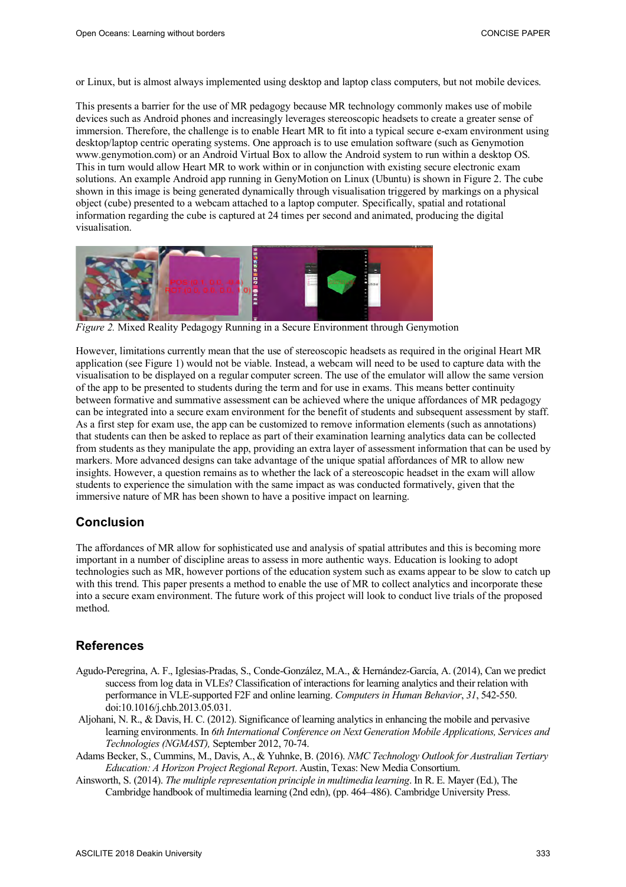or Linux, but is almost always implemented using desktop and laptop class computers, but not mobile devices.

This presents a barrier for the use of MR pedagogy because MR technology commonly makes use of mobile devices such as Android phones and increasingly leverages stereoscopic headsets to create a greater sense of immersion. Therefore, the challenge is to enable Heart MR to fit into a typical secure e-exam environment using desktop/laptop centric operating systems. One approach is to use emulation software (such as Genymotion www.genymotion.com) or an Android Virtual Box to allow the Android system to run within a desktop OS. This in turn would allow Heart MR to work within or in conjunction with existing secure electronic exam solutions. An example Android app running in GenyMotion on Linux (Ubuntu) is shown in Figure 2. The cube shown in this image is being generated dynamically through visualisation triggered by markings on a physical object (cube) presented to a webcam attached to a laptop computer. Specifically, spatial and rotational information regarding the cube is captured at 24 times per second and animated, producing the digital visualisation.

*Figure 2.* Mixed Reality Pedagogy Running in a Secure Environment through Genymotion

However, limitations currently mean that the use of stereoscopic headsets as required in the original Heart MR application (see Figure 1) would not be viable. Instead, a webcam will need to be used to capture data with the visualisation to be displayed on a regular computer screen. The use of the emulator will allow the same version of the app to be presented to students during the term and for use in exams. This means better continuity between formative and summative assessment can be achieved where the unique affordances of MR pedagogy can be integrated into a secure exam environment for the benefit of students and subsequent assessment by staff. As a first step for exam use, the app can be customized to remove information elements (such as annotations) that students can then be asked to replace as part of their examination learning analytics data can be collected from students as they manipulate the app, providing an extra layer of assessment information that can be used by markers. More advanced designs can take advantage of the unique spatial affordances of MR to allow new insights. However, a question remains as to whether the lack of a stereoscopic headset in the exam will allow students to experience the simulation with the same impact as was conducted formatively, given that the immersive nature of MR has been shown to have a positive impact on learning.

## Conclusion

The affordances of MR allow for sophisticated use and analysis of spatial attributes and this is becoming more important in a number of discipline areas to assess in more authentic ways. Education is looking to adopt technologies such as MR, however portions of the education system such as exams appear to be slow to catch up with this trend. This paper presents a method to enable the use of MR to collect analytics and incorporate these into a secure exam environment. The future work of this project will look to conduct live trials of the proposed method.

## References

Agudo-Peregrina, A. F., Iglesias-Pradas, S., Conde-González, M.A., & Hernández-García, A. (2014), Can we predict success from log data in VLEs? Classification of interactions for learning analytics and their relation with performance in VLE-supported F2F and online learning. *Computers in Human Behavior*, *31*, 542-550. doi:10.1016/j.chb.2013.05.031.

Aljohani, N. R., & Davis, H. C. (2012). Significance of learning analytics in enhancing the mobile and pervasive learning environments. In *6th International Conference on Next Generation Mobile Applications, Services and Technologies (NGMAST),* September 2012, 70-74.

Adams Becker, S., Cummins, M., Davis, A., & Yuhnke, B. (2016). *NMC Technology Outlook for Australian Tertiary Education: A Horizon Project Regional Report*. Austin, Texas: New Media Consortium.

Ainsworth, S. (2014). *The multiple representation principle in multimedia learning*. In R. E. Mayer (Ed.), The Cambridge handbook of multimedia learning (2nd edn), (pp. 464–486). Cambridge University Press.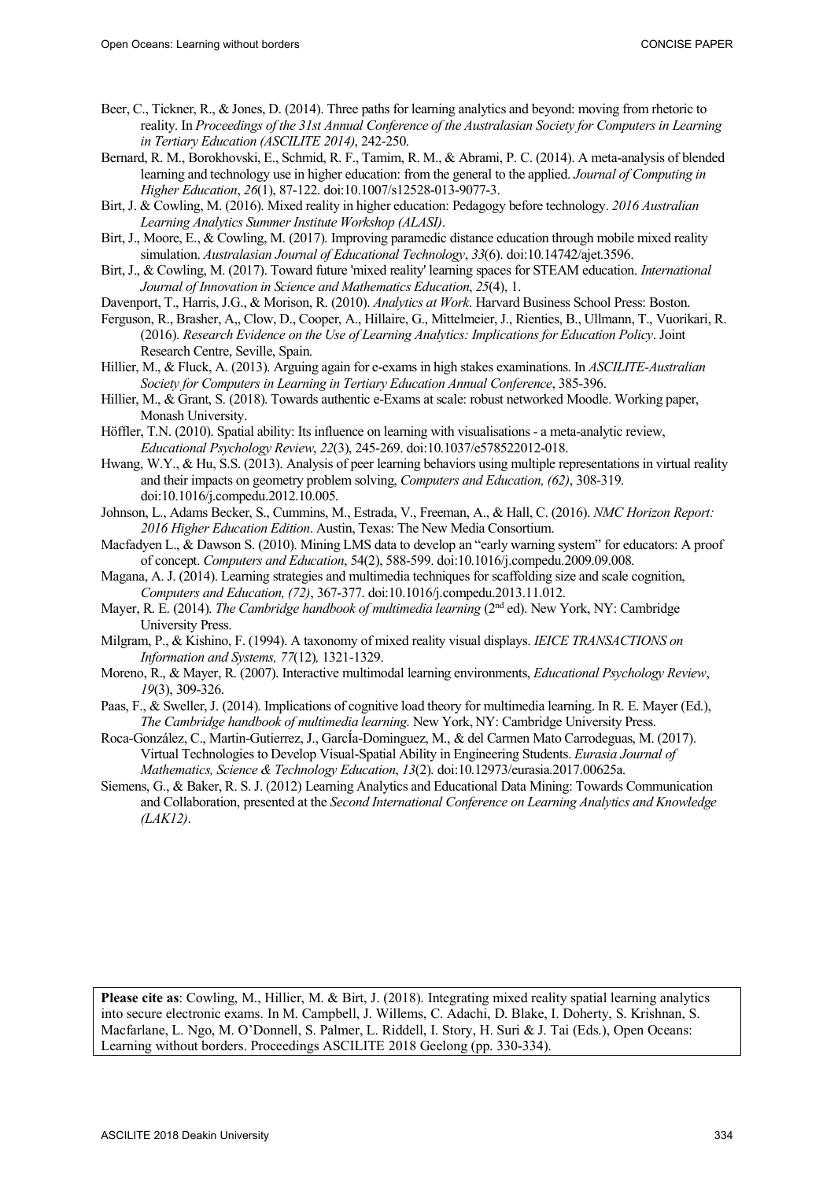Beer, C., Tickner, R., & Jones, D. (2014). Three paths for learning analytics and beyond: moving from rhetoric to reality. In *Proceedings of the 31st Annual Conference of the Australasian Society for Computers in Learning in Tertiary Education (ASCILITE 2014)*, 242-250.

Bernard, R. M., Borokhovski, E., Schmid, R. F., Tamim, R. M., & Abrami, P. C. (2014). A meta-analysis of blended learning and technology use in higher education: from the general to the applied. *Journal of Computing in Higher Education*, *26*(1), 87-122. doi:10.1007/s12528-013-9077-3.

Birt, J. & Cowling, M. (2016). Mixed reality in higher education: Pedagogy before technology. *2016 Australian Learning Analytics Summer Institute Workshop (ALASI)*.

Birt, J., Moore, E., & Cowling, M. (2017). Improving paramedic distance education through mobile mixed reality simulation. *Australasian Journal of Educational Technology*, *33*(6). doi:10.14742/ajet.3596.

Birt, J., & Cowling, M. (2018). Toward future 'mixed reality' learning spaces for STEAM education. *International Journal of Innovation in Science and Mathematics Education*, *25*(4), 1.

Davenport, T., Harris, J.G., & Morison, R. (2010). *Analytics at Work*. Harvard Business School Press: Boston.

Ferguson, R., Brasher, A,, Clow, D., Cooper, A., Hillaire, G., Mittelmeier, J., Rienties, B., Ullmann, T., Vuorikari, R. (2016). *Research Evidence on the Use of Learning Analytics: Implications for Education Policy*. Joint Research Centre, Seville, Spain.

Hillier, M., & Fluck, A. (2013). Arguing again for e-exams in high stakes examinations. In *ASCILITE-Australian Society for Computers in Learning in Tertiary Education Annual Conference*, 385-396.

Hillier, M., & Grant, S. (2018). Towards authentic e-Exams at scale: robust networked Moodle. Working paper, Monash University.

Höffler, T.N. (2010). Spatial ability: Its influence on learning with visualisations - a meta-analytic review, *Educational Psychology Review*, *22*(3), 245-269. doi:10.1037/e578522012-018.

Hwang, W.Y., & Hu, S.S. (2013). Analysis of peer learning behaviors using multiple representations in virtual reality and their impacts on geometry problem solving, *Computers and Education, (62)*, 308-319. doi:10.1016/j.compedu.2012.10.005.

Johnson, L., Adams Becker, S., Cummins, M., Estrada, V., Freeman, A., & Hall, C. (2016). *NMC Horizon Report: 2016 Higher Education Edition*. Austin, Texas: The New Media Consortium.

Macfadyen L., & Dawson S. (2010). Mining LMS data to develop an "early warning system" for educators: A proof of concept. *Computers and Education*, 54(2), 588-599. doi:10.1016/j.compedu.2009.09.008.

Magana, A. J. (2014). Learning strategies and multimedia techniques for scaffolding size and scale cognition, *Computers and Education, (72)*, 367-377. doi:10.1016/j.compedu.2013.11.012.

Mayer, R. E. (2014). *The Cambridge handbook of multimedia learning* (2nd ed). New York, NY: Cambridge University Press.

Milgram, P., & Kishino, F. (1994). A taxonomy of mixed reality visual displays. *IEICE TRANSACTIONS on Information and Systems, 77*(12)*,* 1321-1329.

Moreno, R., & Mayer, R. (2007). Interactive multimodal learning environments, *Educational Psychology Review*, *19*(3), 309-326.

Paas, F., & Sweller, J. (2014). Implications of cognitive load theory for multimedia learning. In R. E. Mayer (Ed.), *The Cambridge handbook of multimedia learning*. New York, NY: Cambridge University Press.

Roca-González, C., Martin-Gutierrez, J., GarcÍa-Dominguez, M., & del Carmen Mato Carrodeguas, M. (2017). Virtual Technologies to Develop Visual-Spatial Ability in Engineering Students. *Eurasia Journal of Mathematics, Science & Technology Education*, *13*(2). doi:10.12973/eurasia.2017.00625a.

Siemens, G., & Baker, R. S. J. (2012) Learning Analytics and Educational Data Mining: Towards Communication and Collaboration, presented at the *Second International Conference on Learning Analytics and Knowledge (LAK12)*.

**Please cite as**: Cowling, M., Hillier, M. & Birt, J. (2018). Integrating mixed reality spatial learning analytics into secure electronic exams. In M. Campbell, J. Willems, C. Adachi, D. Blake, I. Doherty, S. Krishnan, S. Macfarlane, L. Ngo, M. O'Donnell, S. Palmer, L. Riddell, I. Story, H. Suri & J. Tai (Eds.), Open Oceans: Learning without borders. Proceedings ASCILITE 2018 Geelong (pp. 330-334).